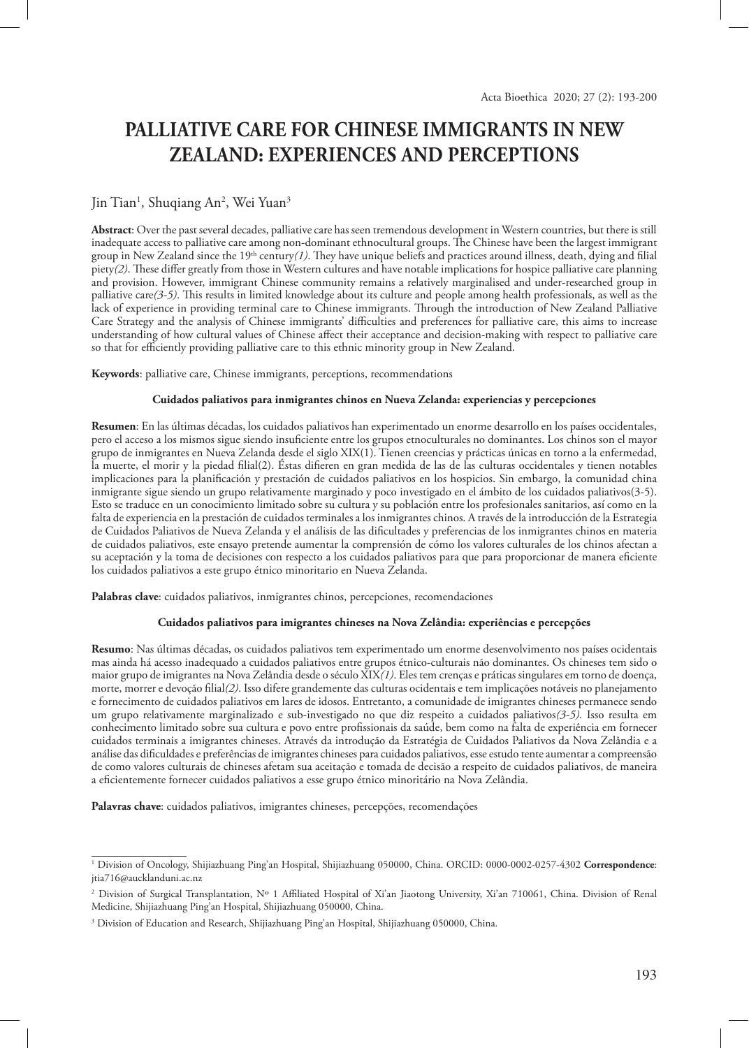# PALLIATIVE CARE FOR CHINESE IMMIGRANTS IN NEW ZEALAND: EXPERIENCES AND PERCEPTIONS

Jin Tian[1], Shuqiang An[2], Wei Yuan[3]

**Abstract**: Over the past several decades, palliative care has seen tremendous development in Western countries, but there is still inadequate access to palliative care among non-dominant ethnocultural groups. The Chinese have been the largest immigrant group in New Zealand since the 19th century*(1)*. They have unique beliefs and practices around illness, death, dying and filial piety*(2)*. These differ greatly from those in Western cultures and have notable implications for hospice palliative care planning and provision. However, immigrant Chinese community remains a relatively marginalised and under-researched group in palliative care*(3-5)*. This results in limited knowledge about its culture and people among health professionals, as well as the lack of experience in providing terminal care to Chinese immigrants. Through the introduction of New Zealand Palliative Care Strategy and the analysis of Chinese immigrants' difficulties and preferences for palliative care, this aims to increase understanding of how cultural values of Chinese affect their acceptance and decision-making with respect to palliative care so that for efficiently providing palliative care to this ethnic minority group in New Zealand.

**Keywords**: palliative care, Chinese immigrants, perceptions, recommendations

**Cuidados paliativos para inmigrantes chinos en Nueva Zelanda: experiencias y percepciones**

**Resumen**: En las últimas décadas, los cuidados paliativos han experimentado un enorme desarrollo en los países occidentales, pero el acceso a los mismos sigue siendo insuficiente entre los grupos etnoculturales no dominantes. Los chinos son el mayor grupo de inmigrantes en Nueva Zelanda desde el siglo XIX(1). Tienen creencias y prácticas únicas en torno a la enfermedad, la muerte, el morir y la piedad filial(2). Éstas difieren en gran medida de las de las culturas occidentales y tienen notables implicaciones para la planificación y prestación de cuidados paliativos en los hospicios. Sin embargo, la comunidad china inmigrante sigue siendo un grupo relativamente marginado y poco investigado en el ámbito de los cuidados paliativos(3-5). Esto se traduce en un conocimiento limitado sobre su cultura y su población entre los profesionales sanitarios, así como en la falta de experiencia en la prestación de cuidados terminales a los inmigrantes chinos. A través de la introducción de la Estrategia de Cuidados Paliativos de Nueva Zelanda y el análisis de las dificultades y preferencias de los inmigrantes chinos en materia de cuidados paliativos, este ensayo pretende aumentar la comprensión de cómo los valores culturales de los chinos afectan a su aceptación y la toma de decisiones con respecto a los cuidados paliativos para que para proporcionar de manera eficiente los cuidados paliativos a este grupo étnico minoritario en Nueva Zelanda.

**Palabras clave**: cuidados paliativos, inmigrantes chinos, percepciones, recomendaciones

**Cuidados paliativos para imigrantes chineses na Nova Zelândia: experiências e percepções**

**Resumo**: Nas últimas décadas, os cuidados paliativos tem experimentado um enorme desenvolvimento nos países ocidentais mas ainda há acesso inadequado a cuidados paliativos entre grupos étnico-culturais não dominantes. Os chineses tem sido o maior grupo de imigrantes na Nova Zelândia desde o século XIX*(1)*. Eles tem crenças e práticas singulares em torno de doença, morte, morrer e devoção filial*(2)*. Isso difere grandemente das culturas ocidentais e tem implicações notáveis no planejamento e fornecimento de cuidados paliativos em lares de idosos. Entretanto, a comunidade de imigrantes chineses permanece sendo um grupo relativamente marginalizado e sub-investigado no que diz respeito a cuidados paliativos*(3-5)*. Isso resulta em conhecimento limitado sobre sua cultura e povo entre profissionais da saúde, bem como na falta de experiência em fornecer cuidados terminais a imigrantes chineses. Através da introdução da Estratégia de Cuidados Paliativos da Nova Zelândia e a análise das dificuldades e preferências de imigrantes chineses para cuidados paliativos, esse estudo tente aumentar a compreensão de como valores culturais de chineses afetam sua aceitação e tomada de decisão a respeito de cuidados paliativos, de maneira a eficientemente fornecer cuidados paliativos a esse grupo étnico minoritário na Nova Zelândia.

**Palavras chave**: cuidados paliativos, imigrantes chineses, percepções, recomendações

---

[1] Division of Oncology, Shijiazhuang Ping'an Hospital, Shijiazhuang 050000, China. ORCID: 0000-0002-0257-4302 **Correspondence**: jtia716@aucklanduni.ac.nz

[2] Division of Surgical Transplantation, Nº 1 Affiliated Hospital of Xi'an Jiaotong University, Xi'an 710061, China. Division of Renal Medicine, Shijiazhuang Ping'an Hospital, Shijiazhuang 050000, China.

[3] Division of Education and Research, Shijiazhuang Ping'an Hospital, Shijiazhuang 050000, China.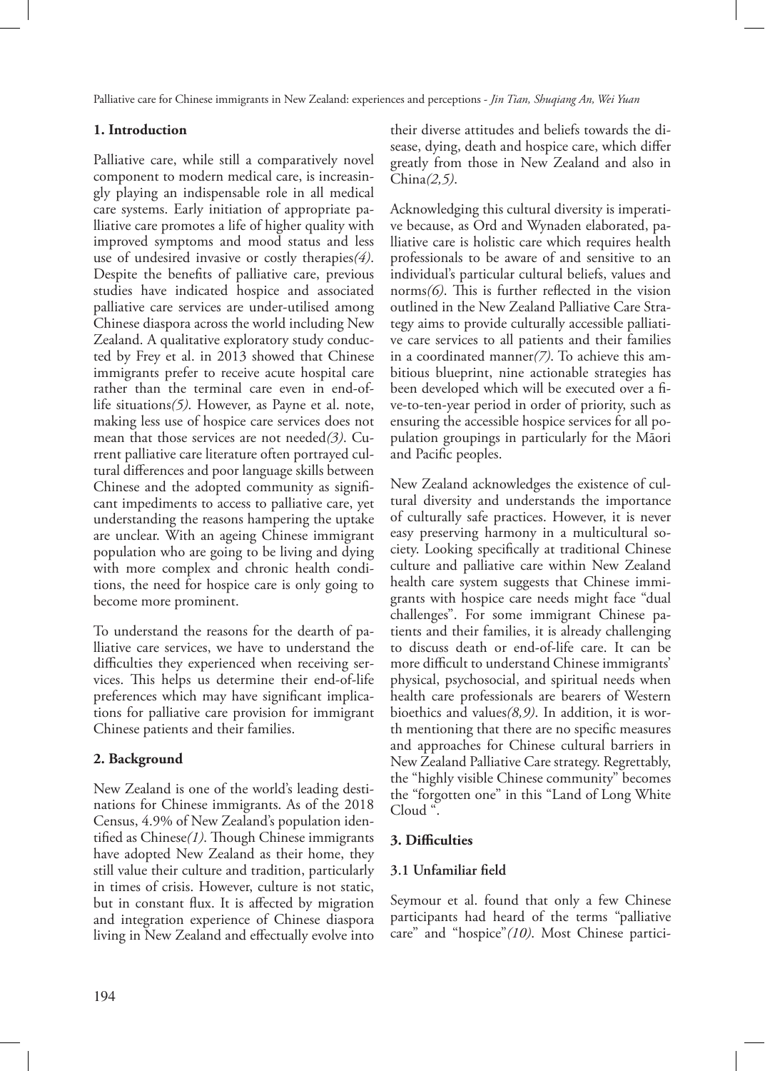## 1. Introduction

Palliative care, while still a comparatively novel component to modern medical care, is increasingly playing an indispensable role in all medical care systems. Early initiation of appropriate palliative care promotes a life of higher quality with improved symptoms and mood status and less use of undesired invasive or costly therapies*(4)*. Despite the benefits of palliative care, previous studies have indicated hospice and associated palliative care services are under-utilised among Chinese diaspora across the world including New Zealand. A qualitative exploratory study conducted by Frey et al. in 2013 showed that Chinese immigrants prefer to receive acute hospital care rather than the terminal care even in end-of-life situations*(5)*. However, as Payne et al. note, making less use of hospice care services does not mean that those services are not needed*(3)*. Current palliative care literature often portrayed cultural differences and poor language skills between Chinese and the adopted community as significant impediments to access to palliative care, yet understanding the reasons hampering the uptake are unclear. With an ageing Chinese immigrant population who are going to be living and dying with more complex and chronic health conditions, the need for hospice care is only going to become more prominent.

To understand the reasons for the dearth of palliative care services, we have to understand the difficulties they experienced when receiving services. This helps us determine their end-of-life preferences which may have significant implications for palliative care provision for immigrant Chinese patients and their families.

## 2. Background

New Zealand is one of the world's leading destinations for Chinese immigrants. As of the 2018 Census, 4.9% of New Zealand's population identified as Chinese*(1)*. Though Chinese immigrants have adopted New Zealand as their home, they still value their culture and tradition, particularly in times of crisis. However, culture is not static, but in constant flux. It is affected by migration and integration experience of Chinese diaspora living in New Zealand and effectually evolve into their diverse attitudes and beliefs towards the disease, dying, death and hospice care, which differ greatly from those in New Zealand and also in China*(2,5)*.

Acknowledging this cultural diversity is imperative because, as Ord and Wynaden elaborated, palliative care is holistic care which requires health professionals to be aware of and sensitive to an individual's particular cultural beliefs, values and norms*(6)*. This is further reflected in the vision outlined in the New Zealand Palliative Care Strategy aims to provide culturally accessible palliative care services to all patients and their families in a coordinated manner*(7)*. To achieve this ambitious blueprint, nine actionable strategies has been developed which will be executed over a five-to-ten-year period in order of priority, such as ensuring the accessible hospice services for all population groupings in particularly for the Māori and Pacific peoples.

New Zealand acknowledges the existence of cultural diversity and understands the importance of culturally safe practices. However, it is never easy preserving harmony in a multicultural society. Looking specifically at traditional Chinese culture and palliative care within New Zealand health care system suggests that Chinese immigrants with hospice care needs might face "dual challenges". For some immigrant Chinese patients and their families, it is already challenging to discuss death or end-of-life care. It can be more difficult to understand Chinese immigrants' physical, psychosocial, and spiritual needs when health care professionals are bearers of Western bioethics and values*(8,9)*. In addition, it is worth mentioning that there are no specific measures and approaches for Chinese cultural barriers in New Zealand Palliative Care strategy. Regrettably, the "highly visible Chinese community" becomes the "forgotten one" in this "Land of Long White Cloud ".

## 3. Difficulties

### 3.1 Unfamiliar field

Seymour et al. found that only a few Chinese participants had heard of the terms "palliative care" and "hospice"*(10)*. Most Chinese partici-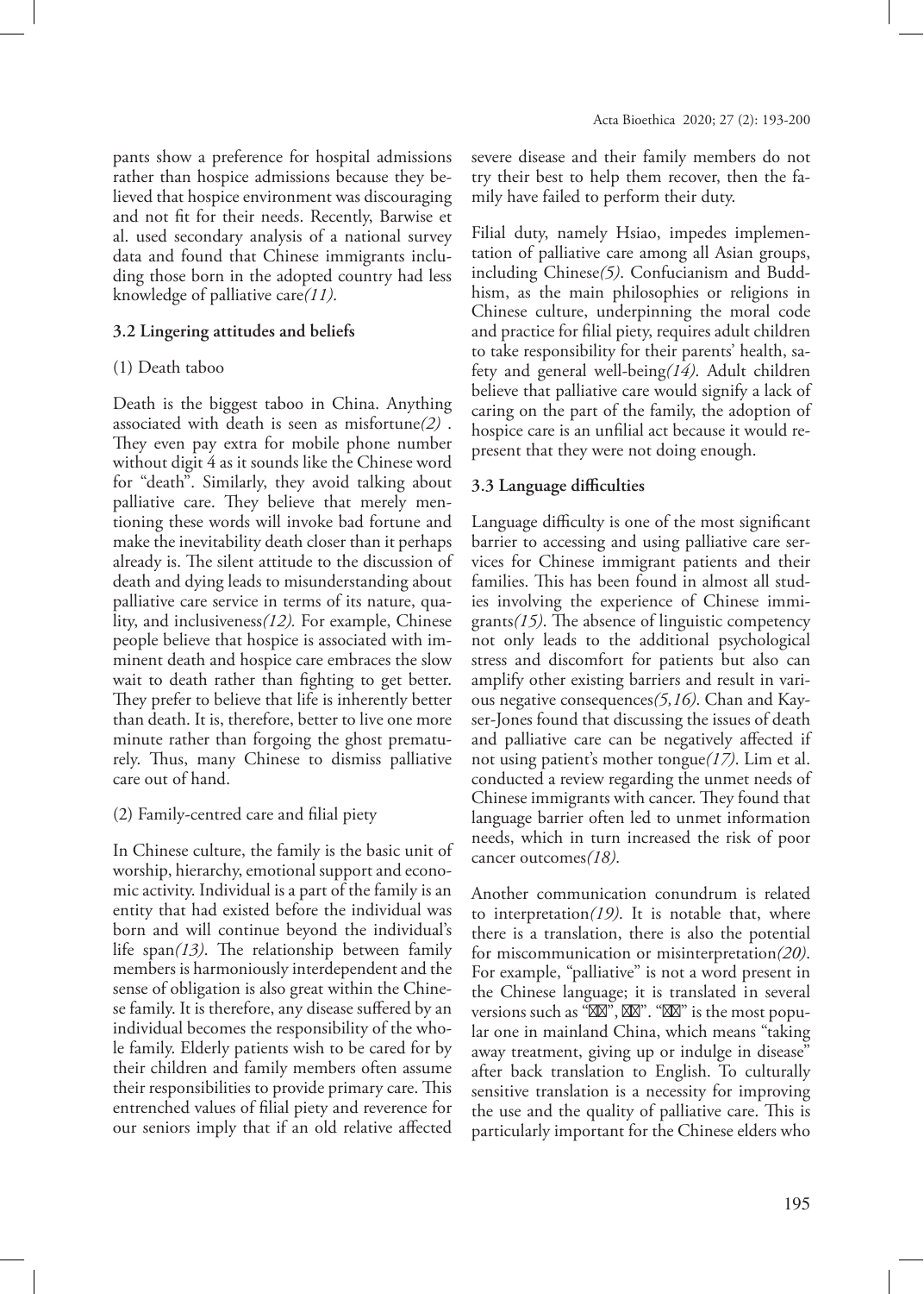pants show a preference for hospital admissions rather than hospice admissions because they believed that hospice environment was discouraging and not fit for their needs. Recently, Barwise et al. used secondary analysis of a national survey data and found that Chinese immigrants including those born in the adopted country had less knowledge of palliative care*(11)*.

### 3.2 Lingering attitudes and beliefs

(1) Death taboo

Death is the biggest taboo in China. Anything associated with death is seen as misfortune*(2)* . They even pay extra for mobile phone number without digit 4 as it sounds like the Chinese word for "death". Similarly, they avoid talking about palliative care. They believe that merely mentioning these words will invoke bad fortune and make the inevitability death closer than it perhaps already is. The silent attitude to the discussion of death and dying leads to misunderstanding about palliative care service in terms of its nature, quality, and inclusiveness*(12)*. For example, Chinese people believe that hospice is associated with imminent death and hospice care embraces the slow wait to death rather than fighting to get better. They prefer to believe that life is inherently better than death. It is, therefore, better to live one more minute rather than forgoing the ghost prematurely. Thus, many Chinese to dismiss palliative care out of hand.

(2) Family-centred care and filial piety

In Chinese culture, the family is the basic unit of worship, hierarchy, emotional support and economic activity. Individual is a part of the family is an entity that had existed before the individual was born and will continue beyond the individual's life span*(13)*. The relationship between family members is harmoniously interdependent and the sense of obligation is also great within the Chinese family. It is therefore, any disease suffered by an individual becomes the responsibility of the whole family. Elderly patients wish to be cared for by their children and family members often assume their responsibilities to provide primary care. This entrenched values of filial piety and reverence for our seniors imply that if an old relative affected severe disease and their family members do not try their best to help them recover, then the family have failed to perform their duty.

Filial duty, namely Hsiao, impedes implementation of palliative care among all Asian groups, including Chinese*(5)*. Confucianism and Buddhism, as the main philosophies or religions in Chinese culture, underpinning the moral code and practice for filial piety, requires adult children to take responsibility for their parents' health, safety and general well-being*(14)*. Adult children believe that palliative care would signify a lack of caring on the part of the family, the adoption of hospice care is an unfilial act because it would represent that they were not doing enough.

### 3.3 Language difficulties

Language difficulty is one of the most significant barrier to accessing and using palliative care services for Chinese immigrant patients and their families. This has been found in almost all studies involving the experience of Chinese immigrants*(15)*. The absence of linguistic competency not only leads to the additional psychological stress and discomfort for patients but also can amplify other existing barriers and result in various negative consequences*(5,16)*. Chan and Kayser-Jones found that discussing the issues of death and palliative care can be negatively affected if not using patient's mother tongue*(17)*. Lim et al. conducted a review regarding the unmet needs of Chinese immigrants with cancer. They found that language barrier often led to unmet information needs, which in turn increased the risk of poor cancer outcomes*(18)*.

Another communication conundrum is related to interpretation*(19)*. It is notable that, where there is a translation, there is also the potential for miscommunication or misinterpretation*(20)*. For example, "palliative" is not a word present in the Chinese language; it is translated in several versions such as "��", ��". "��" is the most popular one in mainland China, which means "taking away treatment, giving up or indulge in disease" after back translation to English. To culturally sensitive translation is a necessity for improving the use and the quality of palliative care. This is particularly important for the Chinese elders who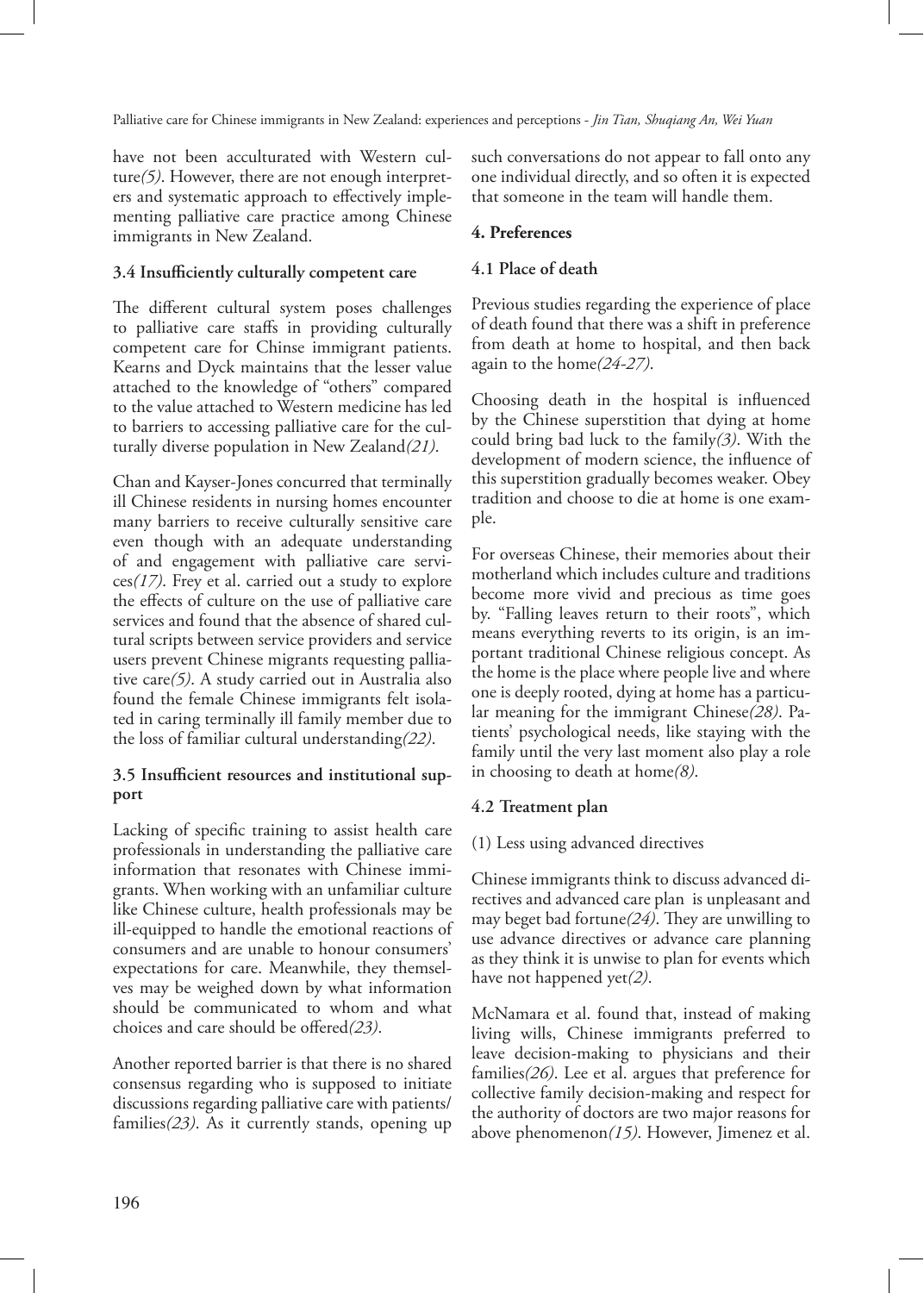have not been acculturated with Western culture*(5)*. However, there are not enough interpreters and systematic approach to effectively implementing palliative care practice among Chinese immigrants in New Zealand.

### 3.4 Insufficiently culturally competent care

The different cultural system poses challenges to palliative care staffs in providing culturally competent care for Chinse immigrant patients. Kearns and Dyck maintains that the lesser value attached to the knowledge of "others" compared to the value attached to Western medicine has led to barriers to accessing palliative care for the culturally diverse population in New Zealand*(21)*.

Chan and Kayser-Jones concurred that terminally ill Chinese residents in nursing homes encounter many barriers to receive culturally sensitive care even though with an adequate understanding of and engagement with palliative care services*(17)*. Frey et al. carried out a study to explore the effects of culture on the use of palliative care services and found that the absence of shared cultural scripts between service providers and service users prevent Chinese migrants requesting palliative care*(5)*. A study carried out in Australia also found the female Chinese immigrants felt isolated in caring terminally ill family member due to the loss of familiar cultural understanding*(22)*.

### 3.5 Insufficient resources and institutional support

Lacking of specific training to assist health care professionals in understanding the palliative care information that resonates with Chinese immigrants. When working with an unfamiliar culture like Chinese culture, health professionals may be ill-equipped to handle the emotional reactions of consumers and are unable to honour consumers' expectations for care. Meanwhile, they themselves may be weighed down by what information should be communicated to whom and what choices and care should be offered*(23)*.

Another reported barrier is that there is no shared consensus regarding who is supposed to initiate discussions regarding palliative care with patients/families*(23)*. As it currently stands, opening up such conversations do not appear to fall onto any one individual directly, and so often it is expected that someone in the team will handle them.

## 4. Preferences

### 4.1 Place of death

Previous studies regarding the experience of place of death found that there was a shift in preference from death at home to hospital, and then back again to the home*(24-27)*.

Choosing death in the hospital is influenced by the Chinese superstition that dying at home could bring bad luck to the family*(3)*. With the development of modern science, the influence of this superstition gradually becomes weaker. Obey tradition and choose to die at home is one example.

For overseas Chinese, their memories about their motherland which includes culture and traditions become more vivid and precious as time goes by. "Falling leaves return to their roots", which means everything reverts to its origin, is an important traditional Chinese religious concept. As the home is the place where people live and where one is deeply rooted, dying at home has a particular meaning for the immigrant Chinese*(28)*. Patients' psychological needs, like staying with the family until the very last moment also play a role in choosing to death at home*(8)*.

### 4.2 Treatment plan

(1) Less using advanced directives

Chinese immigrants think to discuss advanced directives and advanced care plan is unpleasant and may beget bad fortune*(24)*. They are unwilling to use advance directives or advance care planning as they think it is unwise to plan for events which have not happened yet*(2)*.

McNamara et al. found that, instead of making living wills, Chinese immigrants preferred to leave decision-making to physicians and their families*(26)*. Lee et al. argues that preference for collective family decision-making and respect for the authority of doctors are two major reasons for above phenomenon*(15)*. However, Jimenez et al.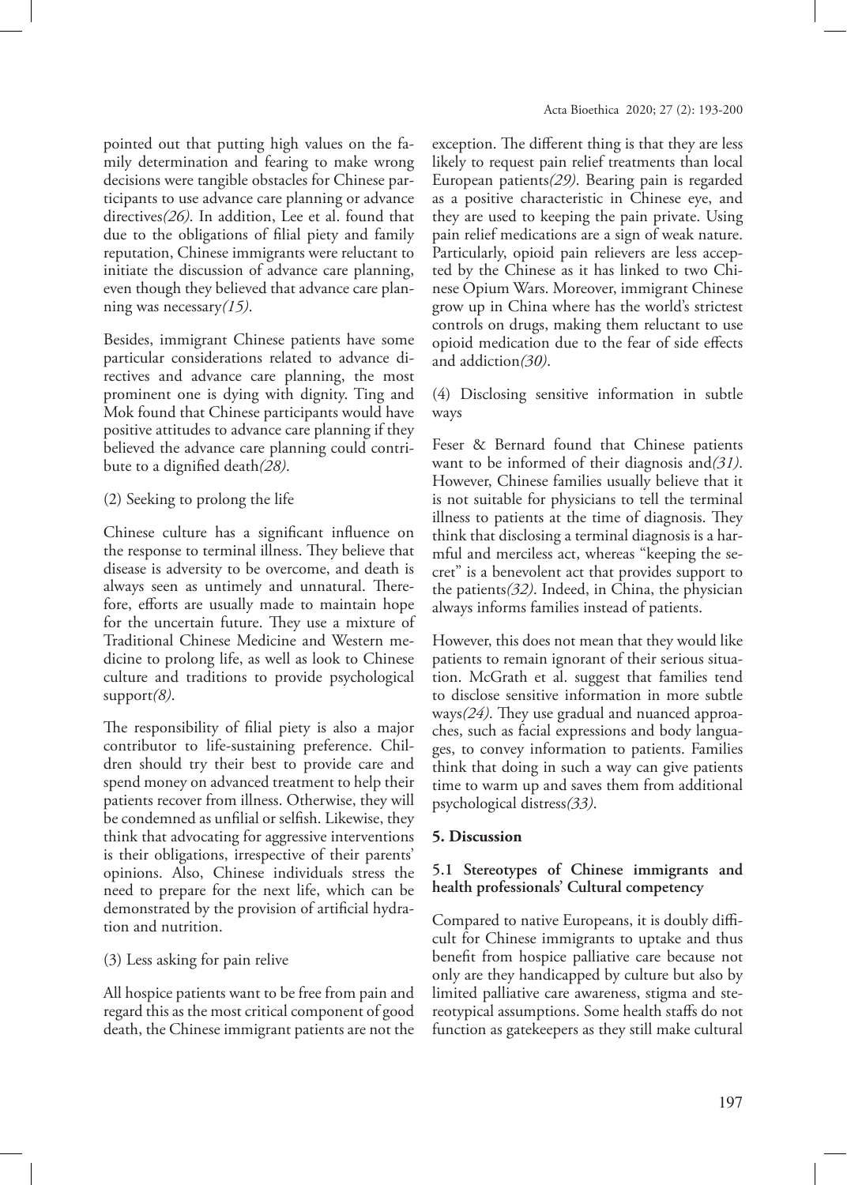pointed out that putting high values on the family determination and fearing to make wrong decisions were tangible obstacles for Chinese participants to use advance care planning or advance directives*(26)*. In addition, Lee et al. found that due to the obligations of filial piety and family reputation, Chinese immigrants were reluctant to initiate the discussion of advance care planning, even though they believed that advance care planning was necessary*(15)*.

Besides, immigrant Chinese patients have some particular considerations related to advance directives and advance care planning, the most prominent one is dying with dignity. Ting and Mok found that Chinese participants would have positive attitudes to advance care planning if they believed the advance care planning could contribute to a dignified death*(28)*.

(2) Seeking to prolong the life

Chinese culture has a significant influence on the response to terminal illness. They believe that disease is adversity to be overcome, and death is always seen as untimely and unnatural. Therefore, efforts are usually made to maintain hope for the uncertain future. They use a mixture of Traditional Chinese Medicine and Western medicine to prolong life, as well as look to Chinese culture and traditions to provide psychological support*(8)*.

The responsibility of filial piety is also a major contributor to life-sustaining preference. Children should try their best to provide care and spend money on advanced treatment to help their patients recover from illness. Otherwise, they will be condemned as unfilial or selfish. Likewise, they think that advocating for aggressive interventions is their obligations, irrespective of their parents' opinions. Also, Chinese individuals stress the need to prepare for the next life, which can be demonstrated by the provision of artificial hydration and nutrition.

(3) Less asking for pain relive

All hospice patients want to be free from pain and regard this as the most critical component of good death, the Chinese immigrant patients are not the exception. The different thing is that they are less likely to request pain relief treatments than local European patients*(29)*. Bearing pain is regarded as a positive characteristic in Chinese eye, and they are used to keeping the pain private. Using pain relief medications are a sign of weak nature. Particularly, opioid pain relievers are less accepted by the Chinese as it has linked to two Chinese Opium Wars. Moreover, immigrant Chinese grow up in China where has the world's strictest controls on drugs, making them reluctant to use opioid medication due to the fear of side effects and addiction*(30)*.

(4) Disclosing sensitive information in subtle ways

Feser & Bernard found that Chinese patients want to be informed of their diagnosis and*(31)*. However, Chinese families usually believe that it is not suitable for physicians to tell the terminal illness to patients at the time of diagnosis. They think that disclosing a terminal diagnosis is a harmful and merciless act, whereas "keeping the secret" is a benevolent act that provides support to the patients*(32)*. Indeed, in China, the physician always informs families instead of patients.

However, this does not mean that they would like patients to remain ignorant of their serious situation. McGrath et al. suggest that families tend to disclose sensitive information in more subtle ways*(24)*. They use gradual and nuanced approaches, such as facial expressions and body languages, to convey information to patients. Families think that doing in such a way can give patients time to warm up and saves them from additional psychological distress*(33)*.

## 5. Discussion

### 5.1 Stereotypes of Chinese immigrants and health professionals' Cultural competency

Compared to native Europeans, it is doubly difficult for Chinese immigrants to uptake and thus benefit from hospice palliative care because not only are they handicapped by culture but also by limited palliative care awareness, stigma and stereotypical assumptions. Some health staffs do not function as gatekeepers as they still make cultural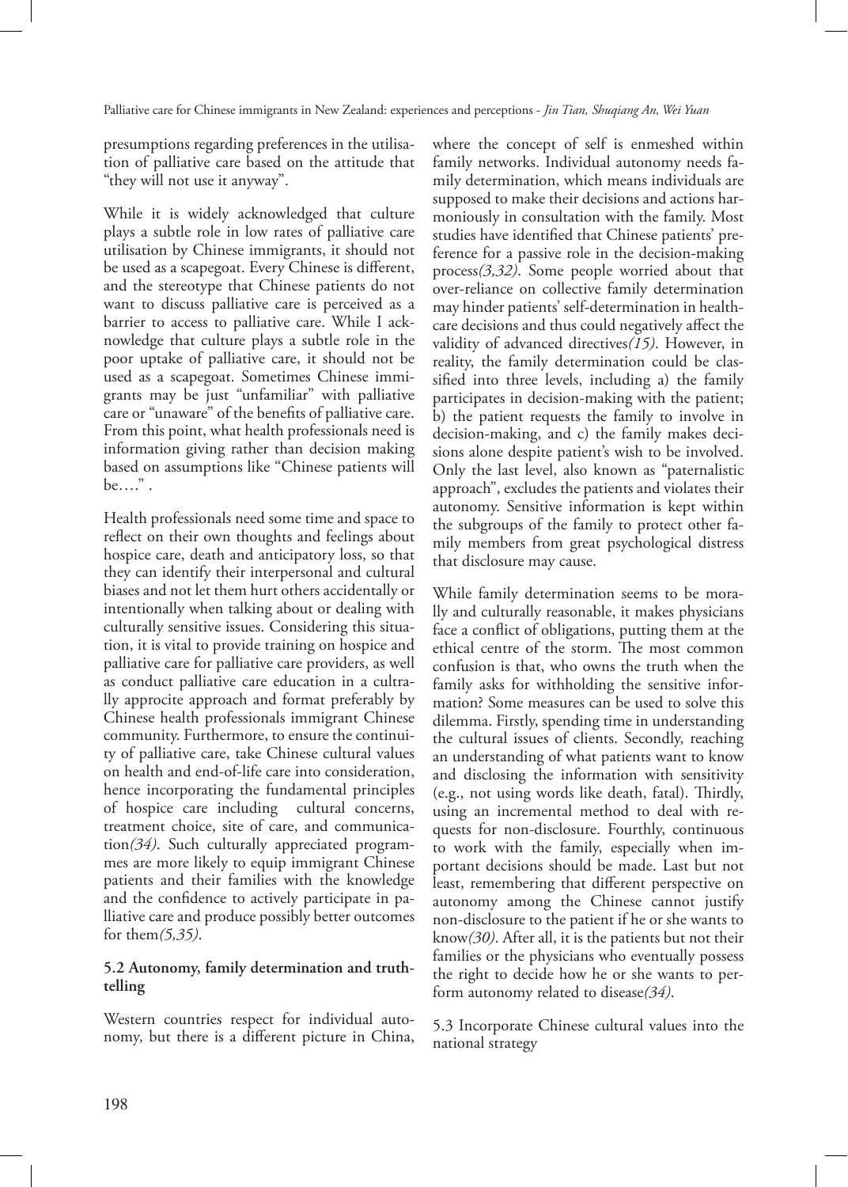presumptions regarding preferences in the utilisation of palliative care based on the attitude that "they will not use it anyway".

While it is widely acknowledged that culture plays a subtle role in low rates of palliative care utilisation by Chinese immigrants, it should not be used as a scapegoat. Every Chinese is different, and the stereotype that Chinese patients do not want to discuss palliative care is perceived as a barrier to access to palliative care. While I acknowledge that culture plays a subtle role in the poor uptake of palliative care, it should not be used as a scapegoat. Sometimes Chinese immigrants may be just "unfamiliar" with palliative care or "unaware" of the benefits of palliative care. From this point, what health professionals need is information giving rather than decision making based on assumptions like "Chinese patients will be…." .

Health professionals need some time and space to reflect on their own thoughts and feelings about hospice care, death and anticipatory loss, so that they can identify their interpersonal and cultural biases and not let them hurt others accidentally or intentionally when talking about or dealing with culturally sensitive issues. Considering this situation, it is vital to provide training on hospice and palliative care for palliative care providers, as well as conduct palliative care education in a cultrally approcite approach and format preferably by Chinese health professionals immigrant Chinese community. Furthermore, to ensure the continuity of palliative care, take Chinese cultural values on health and end-of-life care into consideration, hence incorporating the fundamental principles of hospice care including cultural concerns, treatment choice, site of care, and communication*(34)*. Such culturally appreciated programmes are more likely to equip immigrant Chinese patients and their families with the knowledge and the confidence to actively participate in palliative care and produce possibly better outcomes for them*(5,35)*.

### 5.2 Autonomy, family determination and truth-telling

Western countries respect for individual autonomy, but there is a different picture in China, where the concept of self is enmeshed within family networks. Individual autonomy needs family determination, which means individuals are supposed to make their decisions and actions harmoniously in consultation with the family. Most studies have identified that Chinese patients' preference for a passive role in the decision-making process*(3,32)*. Some people worried about that over-reliance on collective family determination may hinder patients' self-determination in healthcare decisions and thus could negatively affect the validity of advanced directives*(15)*. However, in reality, the family determination could be classified into three levels, including a) the family participates in decision-making with the patient; b) the patient requests the family to involve in decision-making, and c) the family makes decisions alone despite patient's wish to be involved. Only the last level, also known as "paternalistic approach", excludes the patients and violates their autonomy. Sensitive information is kept within the subgroups of the family to protect other family members from great psychological distress that disclosure may cause.

While family determination seems to be morally and culturally reasonable, it makes physicians face a conflict of obligations, putting them at the ethical centre of the storm. The most common confusion is that, who owns the truth when the family asks for withholding the sensitive information? Some measures can be used to solve this dilemma. Firstly, spending time in understanding the cultural issues of clients. Secondly, reaching an understanding of what patients want to know and disclosing the information with sensitivity (e.g., not using words like death, fatal). Thirdly, using an incremental method to deal with requests for non-disclosure. Fourthly, continuous to work with the family, especially when important decisions should be made. Last but not least, remembering that different perspective on autonomy among the Chinese cannot justify non-disclosure to the patient if he or she wants to know*(30)*. After all, it is the patients but not their families or the physicians who eventually possess the right to decide how he or she wants to perform autonomy related to disease*(34)*.

5.3 Incorporate Chinese cultural values into the national strategy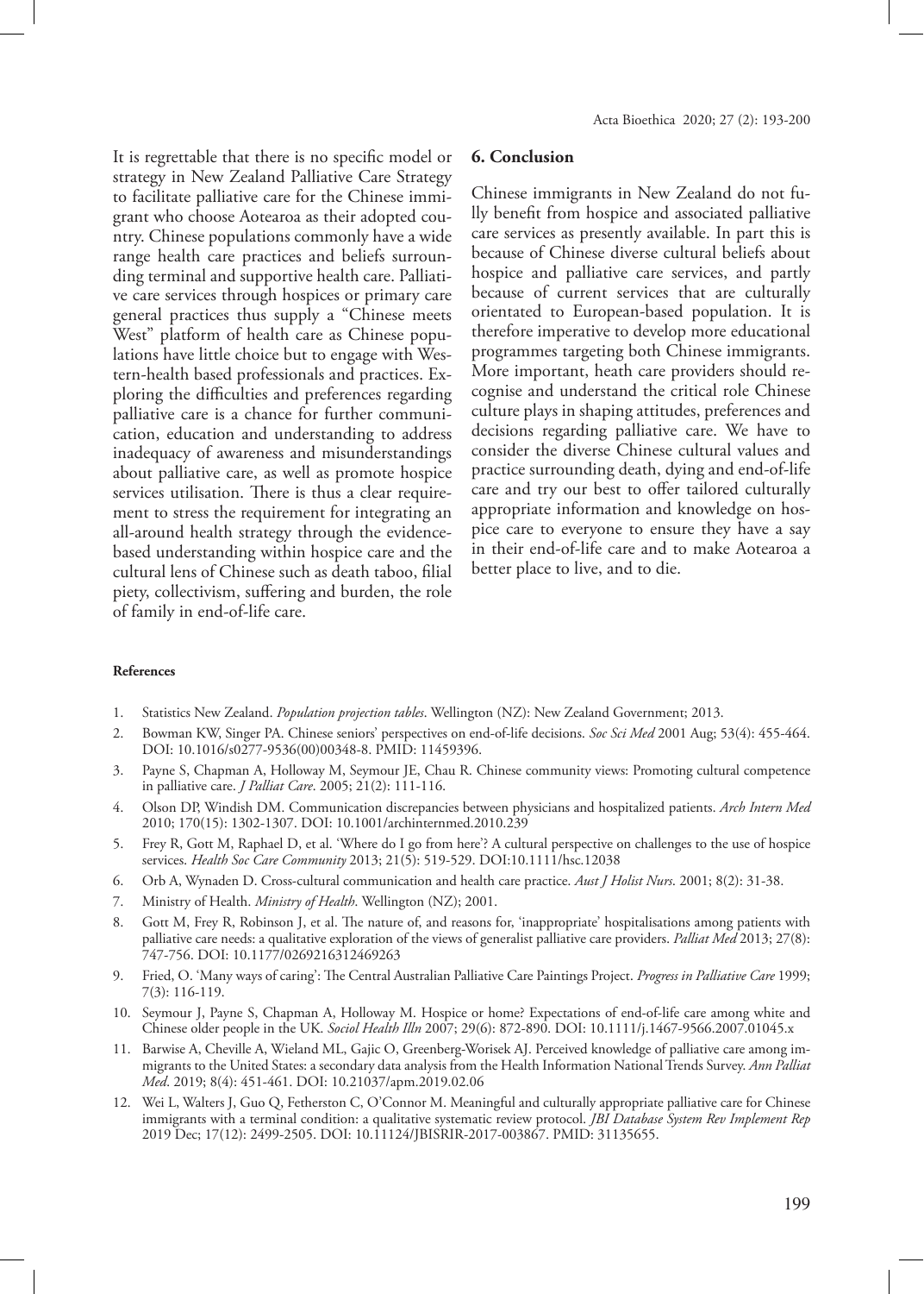It is regrettable that there is no specific model or strategy in New Zealand Palliative Care Strategy to facilitate palliative care for the Chinese immigrant who choose Aotearoa as their adopted country. Chinese populations commonly have a wide range health care practices and beliefs surrounding terminal and supportive health care. Palliative care services through hospices or primary care general practices thus supply a "Chinese meets West" platform of health care as Chinese populations have little choice but to engage with Western-health based professionals and practices. Exploring the difficulties and preferences regarding palliative care is a chance for further communication, education and understanding to address inadequacy of awareness and misunderstandings about palliative care, as well as promote hospice services utilisation. There is thus a clear requirement to stress the requirement for integrating an all-around health strategy through the evidence-based understanding within hospice care and the cultural lens of Chinese such as death taboo, filial piety, collectivism, suffering and burden, the role of family in end-of-life care.

## 6. Conclusion

Chinese immigrants in New Zealand do not fully benefit from hospice and associated palliative care services as presently available. In part this is because of Chinese diverse cultural beliefs about hospice and palliative care services, and partly because of current services that are culturally orientated to European-based population. It is therefore imperative to develop more educational programmes targeting both Chinese immigrants. More important, heath care providers should recognise and understand the critical role Chinese culture plays in shaping attitudes, preferences and decisions regarding palliative care. We have to consider the diverse Chinese cultural values and practice surrounding death, dying and end-of-life care and try our best to offer tailored culturally appropriate information and knowledge on hospice care to everyone to ensure they have a say in their end-of-life care and to make Aotearoa a better place to live, and to die.

### References

1. Statistics New Zealand. *Population projection tables*. Wellington (NZ): New Zealand Government; 2013.
2. Bowman KW, Singer PA. Chinese seniors' perspectives on end-of-life decisions. *Soc Sci Med* 2001 Aug; 53(4): 455-464. DOI: 10.1016/s0277-9536(00)00348-8. PMID: 11459396.
3. Payne S, Chapman A, Holloway M, Seymour JE, Chau R. Chinese community views: Promoting cultural competence in palliative care. *J Palliat Care*. 2005; 21(2): 111-116.
4. Olson DP, Windish DM. Communication discrepancies between physicians and hospitalized patients. *Arch Intern Med* 2010; 170(15): 1302-1307. DOI: 10.1001/archinternmed.2010.239
5. Frey R, Gott M, Raphael D, et al. 'Where do I go from here'? A cultural perspective on challenges to the use of hospice services. *Health Soc Care Community* 2013; 21(5): 519-529. DOI:10.1111/hsc.12038
6. Orb A, Wynaden D. Cross-cultural communication and health care practice. *Aust J Holist Nurs*. 2001; 8(2): 31-38.
7. Ministry of Health. *Ministry of Health*. Wellington (NZ); 2001.
8. Gott M, Frey R, Robinson J, et al. The nature of, and reasons for, 'inappropriate' hospitalisations among patients with palliative care needs: a qualitative exploration of the views of generalist palliative care providers. *Palliat Med* 2013; 27(8): 747-756. DOI: 10.1177/0269216312469263
9. Fried, O. 'Many ways of caring': The Central Australian Palliative Care Paintings Project. *Progress in Palliative Care* 1999; 7(3): 116-119.
10. Seymour J, Payne S, Chapman A, Holloway M. Hospice or home? Expectations of end-of-life care among white and Chinese older people in the UK. *Sociol Health Illn* 2007; 29(6): 872-890. DOI: 10.1111/j.1467-9566.2007.01045.x
11. Barwise A, Cheville A, Wieland ML, Gajic O, Greenberg-Worisek AJ. Perceived knowledge of palliative care among immigrants to the United States: a secondary data analysis from the Health Information National Trends Survey. *Ann Palliat Med*. 2019; 8(4): 451-461. DOI: 10.21037/apm.2019.02.06
12. Wei L, Walters J, Guo Q, Fetherston C, O'Connor M. Meaningful and culturally appropriate palliative care for Chinese immigrants with a terminal condition: a qualitative systematic review protocol. *JBI Database System Rev Implement Rep* 2019 Dec; 17(12): 2499-2505. DOI: 10.11124/JBISRIR-2017-003867. PMID: 31135655.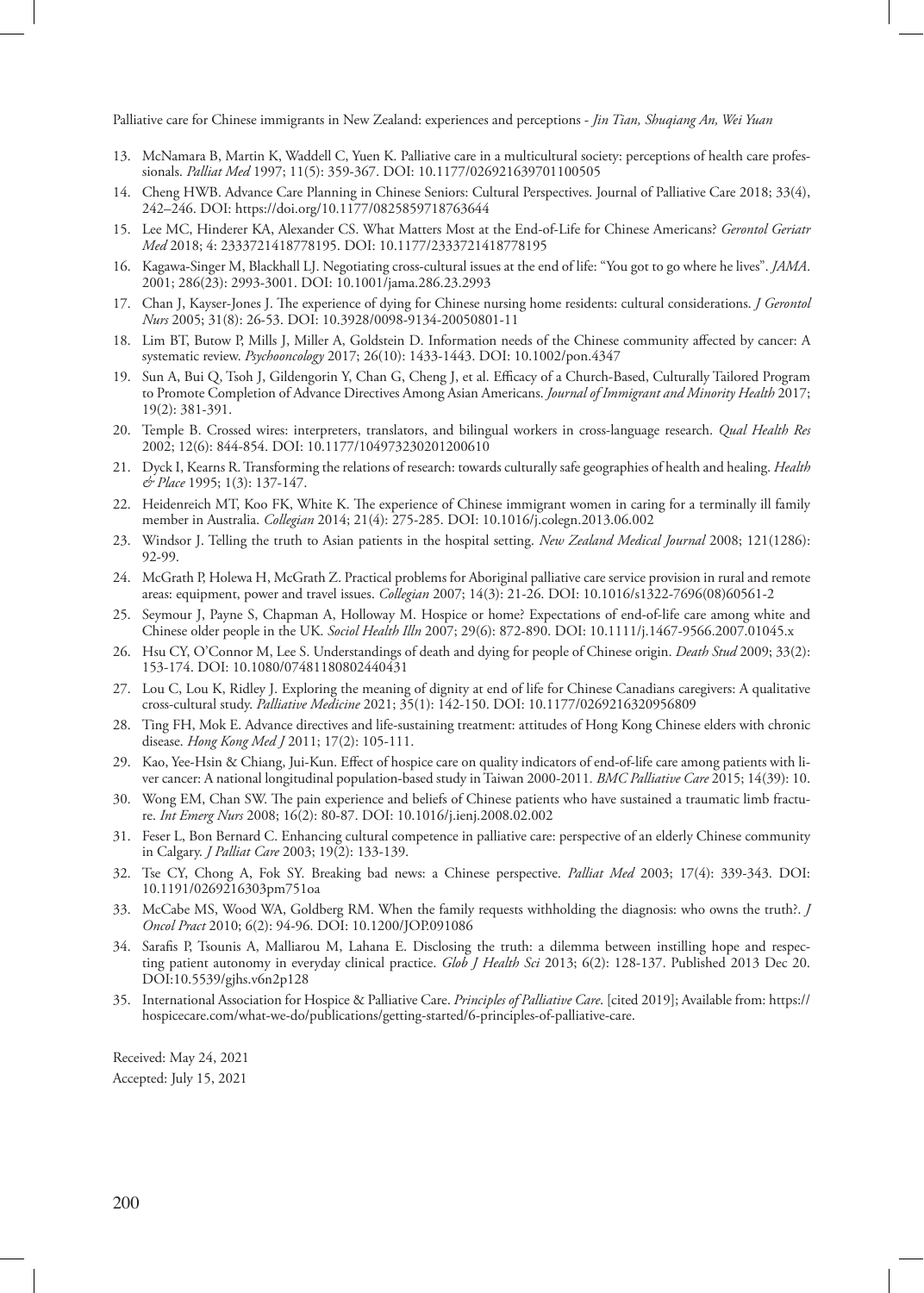13. McNamara B, Martin K, Waddell C, Yuen K. Palliative care in a multicultural society: perceptions of health care professionals. *Palliat Med* 1997; 11(5): 359-367. DOI: 10.1177/026921639701100505
14. Cheng HWB. Advance Care Planning in Chinese Seniors: Cultural Perspectives. Journal of Palliative Care 2018; 33(4), 242–246. DOI: https://doi.org/10.1177/0825859718763644
15. Lee MC, Hinderer KA, Alexander CS. What Matters Most at the End-of-Life for Chinese Americans? *Gerontol Geriatr Med* 2018; 4: 2333721418778195. DOI: 10.1177/2333721418778195
16. Kagawa-Singer M, Blackhall LJ. Negotiating cross-cultural issues at the end of life: "You got to go where he lives". *JAMA*. 2001; 286(23): 2993-3001. DOI: 10.1001/jama.286.23.2993
17. Chan J, Kayser-Jones J. The experience of dying for Chinese nursing home residents: cultural considerations. *J Gerontol Nurs* 2005; 31(8): 26-53. DOI: 10.3928/0098-9134-20050801-11
18. Lim BT, Butow P, Mills J, Miller A, Goldstein D. Information needs of the Chinese community affected by cancer: A systematic review. *Psychooncology* 2017; 26(10): 1433-1443. DOI: 10.1002/pon.4347
19. Sun A, Bui Q, Tsoh J, Gildengorin Y, Chan G, Cheng J, et al. Efficacy of a Church-Based, Culturally Tailored Program to Promote Completion of Advance Directives Among Asian Americans. *Journal of Immigrant and Minority Health* 2017; 19(2): 381-391.
20. Temple B. Crossed wires: interpreters, translators, and bilingual workers in cross-language research. *Qual Health Res* 2002; 12(6): 844-854. DOI: 10.1177/104973230201200610
21. Dyck I, Kearns R. Transforming the relations of research: towards culturally safe geographies of health and healing. *Health & Place* 1995; 1(3): 137-147.
22. Heidenreich MT, Koo FK, White K. The experience of Chinese immigrant women in caring for a terminally ill family member in Australia. *Collegian* 2014; 21(4): 275-285. DOI: 10.1016/j.colegn.2013.06.002
23. Windsor J. Telling the truth to Asian patients in the hospital setting. *New Zealand Medical Journal* 2008; 121(1286): 92-99.
24. McGrath P, Holewa H, McGrath Z. Practical problems for Aboriginal palliative care service provision in rural and remote areas: equipment, power and travel issues. *Collegian* 2007; 14(3): 21-26. DOI: 10.1016/s1322-7696(08)60561-2
25. Seymour J, Payne S, Chapman A, Holloway M. Hospice or home? Expectations of end-of-life care among white and Chinese older people in the UK. *Sociol Health Illn* 2007; 29(6): 872-890. DOI: 10.1111/j.1467-9566.2007.01045.x
26. Hsu CY, O'Connor M, Lee S. Understandings of death and dying for people of Chinese origin. *Death Stud* 2009; 33(2): 153-174. DOI: 10.1080/07481180802440431
27. Lou C, Lou K, Ridley J. Exploring the meaning of dignity at end of life for Chinese Canadians caregivers: A qualitative cross-cultural study. *Palliative Medicine* 2021; 35(1): 142-150. DOI: 10.1177/0269216320956809
28. Ting FH, Mok E. Advance directives and life-sustaining treatment: attitudes of Hong Kong Chinese elders with chronic disease. *Hong Kong Med J* 2011; 17(2): 105-111.
29. Kao, Yee-Hsin & Chiang, Jui-Kun. Effect of hospice care on quality indicators of end-of-life care among patients with liver cancer: A national longitudinal population-based study in Taiwan 2000-2011. *BMC Palliative Care* 2015; 14(39): 10.
30. Wong EM, Chan SW. The pain experience and beliefs of Chinese patients who have sustained a traumatic limb fracture. *Int Emerg Nurs* 2008; 16(2): 80-87. DOI: 10.1016/j.ienj.2008.02.002
31. Feser L, Bon Bernard C. Enhancing cultural competence in palliative care: perspective of an elderly Chinese community in Calgary. *J Palliat Care* 2003; 19(2): 133-139.
32. Tse CY, Chong A, Fok SY. Breaking bad news: a Chinese perspective. *Palliat Med* 2003; 17(4): 339-343. DOI: 10.1191/0269216303pm751oa
33. McCabe MS, Wood WA, Goldberg RM. When the family requests withholding the diagnosis: who owns the truth?. *J Oncol Pract* 2010; 6(2): 94-96. DOI: 10.1200/JOP.091086
34. Sarafis P, Tsounis A, Malliarou M, Lahana E. Disclosing the truth: a dilemma between instilling hope and respecting patient autonomy in everyday clinical practice. *Glob J Health Sci* 2013; 6(2): 128-137. Published 2013 Dec 20. DOI:10.5539/gjhs.v6n2p128
35. International Association for Hospice & Palliative Care. *Principles of Palliative Care*. [cited 2019]; Available from: https://hospicecare.com/what-we-do/publications/getting-started/6-principles-of-palliative-care.

Received: May 24, 2021

Accepted: July 15, 2021